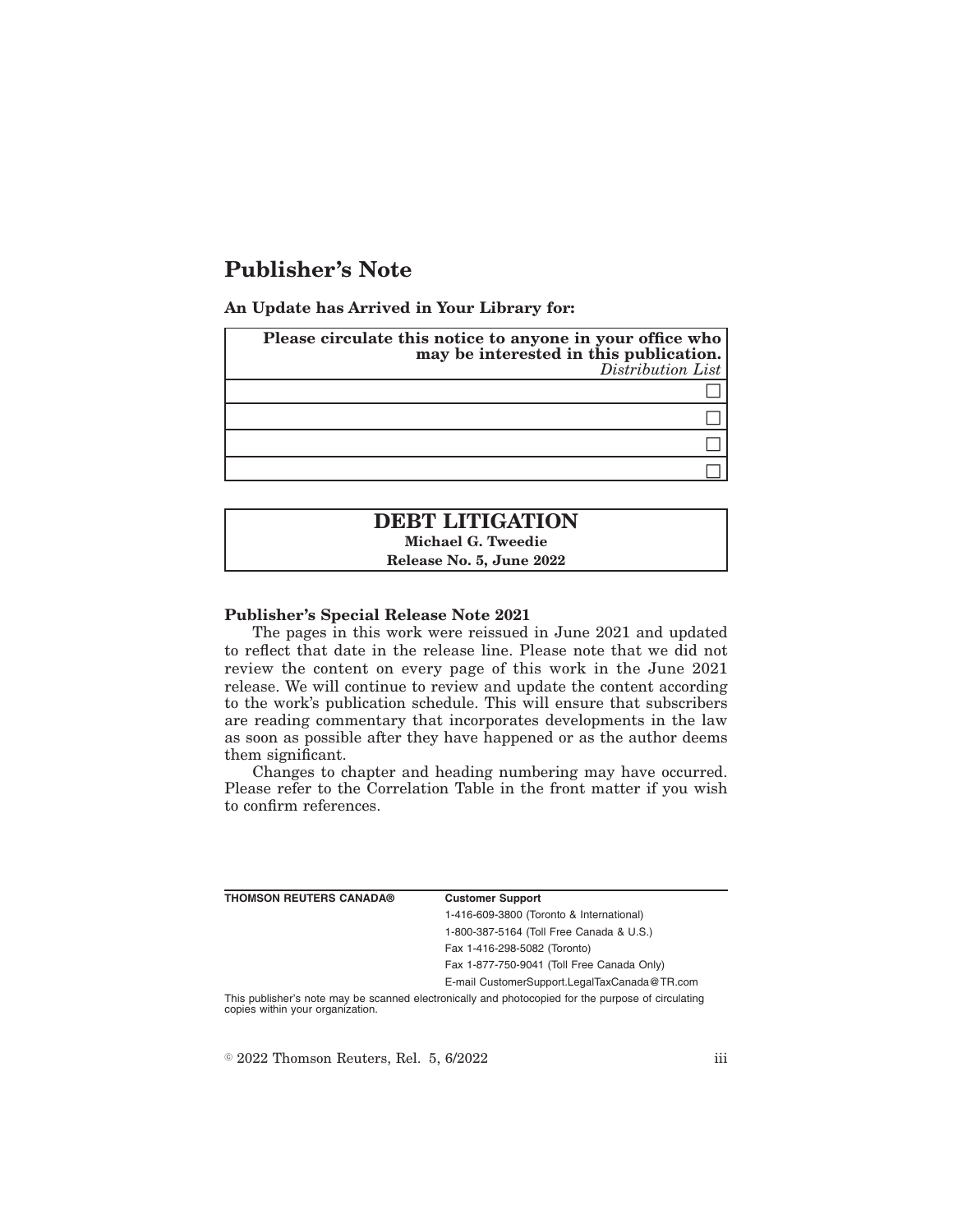# Publisher's Note

**An Update has Arrived in Your Library for:**

| **Please circulate this notice to anyone in your office who may be interested in this publication.** *Distribution List* |
| --- |
| ☐ |
| ☐ |
| ☐ |
| ☐ |

## DEBT LITIGATION

**Michael G. Tweedie**

**Release No. 5, June 2022**

**Publisher's Special Release Note 2021**

The pages in this work were reissued in June 2021 and updated to reflect that date in the release line. Please note that we did not review the content on every page of this work in the June 2021 release. We will continue to review and update the content according to the work's publication schedule. This will ensure that subscribers are reading commentary that incorporates developments in the law as soon as possible after they have happened or as the author deems them significant.

Changes to chapter and heading numbering may have occurred. Please refer to the Correlation Table in the front matter if you wish to confirm references.

| **THOMSON REUTERS CANADA®** | **Customer Support** |
| --- | --- |
| | 1-416-609-3800 (Toronto & International) |
| | 1-800-387-5164 (Toll Free Canada & U.S.) |
| | Fax 1-416-298-5082 (Toronto) |
| | Fax 1-877-750-9041 (Toll Free Canada Only) |
| | E-mail CustomerSupport.LegalTaxCanada@TR.com |

This publisher's note may be scanned electronically and photocopied for the purpose of circulating copies within your organization.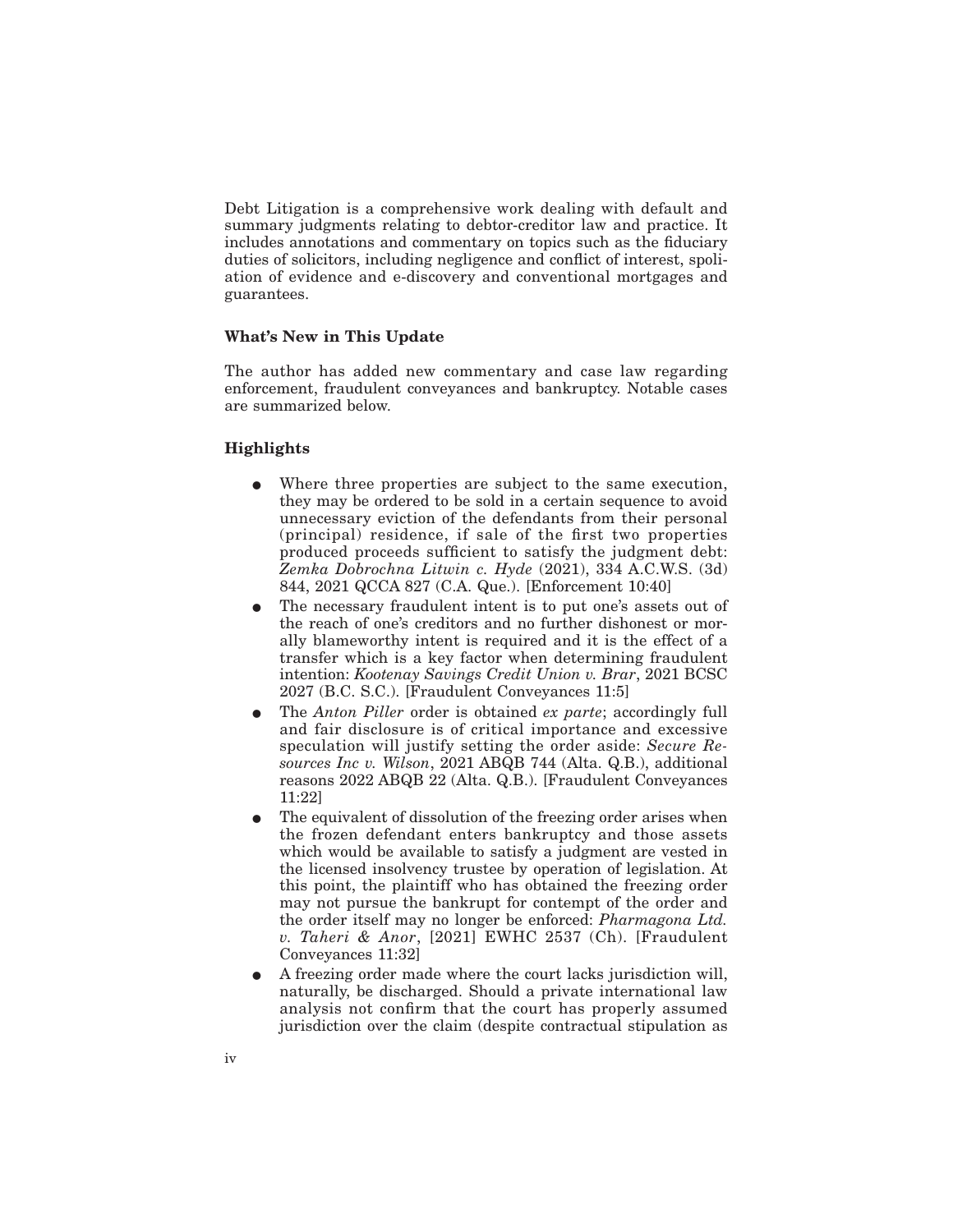Debt Litigation is a comprehensive work dealing with default and summary judgments relating to debtor-creditor law and practice. It includes annotations and commentary on topics such as the fiduciary duties of solicitors, including negligence and conflict of interest, spoliation of evidence and e-discovery and conventional mortgages and guarantees.

### What's New in This Update

The author has added new commentary and case law regarding enforcement, fraudulent conveyances and bankruptcy. Notable cases are summarized below.

### Highlights

- Where three properties are subject to the same execution, they may be ordered to be sold in a certain sequence to avoid unnecessary eviction of the defendants from their personal (principal) residence, if sale of the first two properties produced proceeds sufficient to satisfy the judgment debt: *Zemka Dobrochna Litwin c. Hyde* (2021), 334 A.C.W.S. (3d) 844, 2021 QCCA 827 (C.A. Que.). [Enforcement 10:40]
- The necessary fraudulent intent is to put one's assets out of the reach of one's creditors and no further dishonest or morally blameworthy intent is required and it is the effect of a transfer which is a key factor when determining fraudulent intention: *Kootenay Savings Credit Union v. Brar*, 2021 BCSC 2027 (B.C. S.C.). [Fraudulent Conveyances 11:5]
- The *Anton Piller* order is obtained *ex parte*; accordingly full and fair disclosure is of critical importance and excessive speculation will justify setting the order aside: *Secure Resources Inc v. Wilson*, 2021 ABQB 744 (Alta. Q.B.), additional reasons 2022 ABQB 22 (Alta. Q.B.). [Fraudulent Conveyances 11:22]
- The equivalent of dissolution of the freezing order arises when the frozen defendant enters bankruptcy and those assets which would be available to satisfy a judgment are vested in the licensed insolvency trustee by operation of legislation. At this point, the plaintiff who has obtained the freezing order may not pursue the bankrupt for contempt of the order and the order itself may no longer be enforced: *Pharmagona Ltd. v. Taheri & Anor*, [2021] EWHC 2537 (Ch). [Fraudulent Conveyances 11:32]
- A freezing order made where the court lacks jurisdiction will, naturally, be discharged. Should a private international law analysis not confirm that the court has properly assumed jurisdiction over the claim (despite contractual stipulation as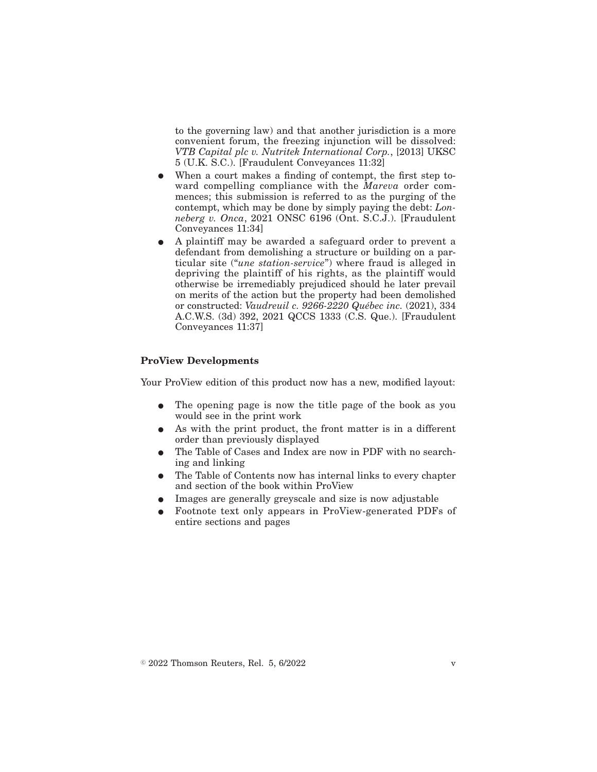to the governing law) and that another jurisdiction is a more convenient forum, the freezing injunction will be dissolved: *VTB Capital plc v. Nutritek International Corp.*, [2013] UKSC 5 (U.K. S.C.). [Fraudulent Conveyances 11:32]

- When a court makes a finding of contempt, the first step toward compelling compliance with the *Mareva* order commences; this submission is referred to as the purging of the contempt, which may be done by simply paying the debt: *Lonneberg v. Onca*, 2021 ONSC 6196 (Ont. S.C.J.). [Fraudulent Conveyances 11:34]
- A plaintiff may be awarded a safeguard order to prevent a defendant from demolishing a structure or building on a particular site ("*une station-service*") where fraud is alleged in depriving the plaintiff of his rights, as the plaintiff would otherwise be irremediably prejudiced should he later prevail on merits of the action but the property had been demolished or constructed: *Vaudreuil c. 9266-2220 Québec inc.* (2021), 334 A.C.W.S. (3d) 392, 2021 QCCS 1333 (C.S. Que.). [Fraudulent Conveyances 11:37]

**ProView Developments**

Your ProView edition of this product now has a new, modified layout:

- The opening page is now the title page of the book as you would see in the print work
- As with the print product, the front matter is in a different order than previously displayed
- The Table of Cases and Index are now in PDF with no searching and linking
- The Table of Contents now has internal links to every chapter and section of the book within ProView
- Images are generally greyscale and size is now adjustable
- Footnote text only appears in ProView-generated PDFs of entire sections and pages

© 2022 Thomson Reuters, Rel. 5, 6/2022